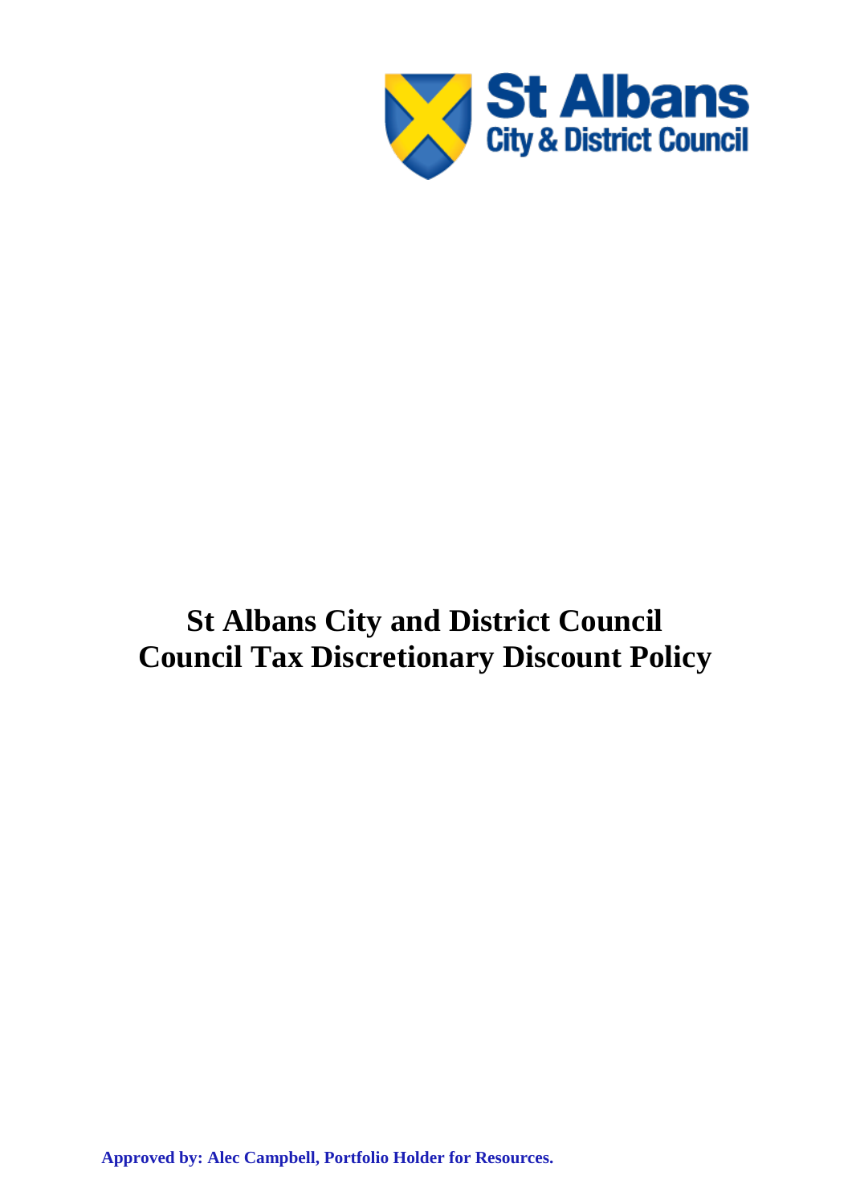# St Albans City and District Council
# Council Tax Discretionary Discount Policy

**Approved by: Alec Campbell, Portfolio Holder for Resources.**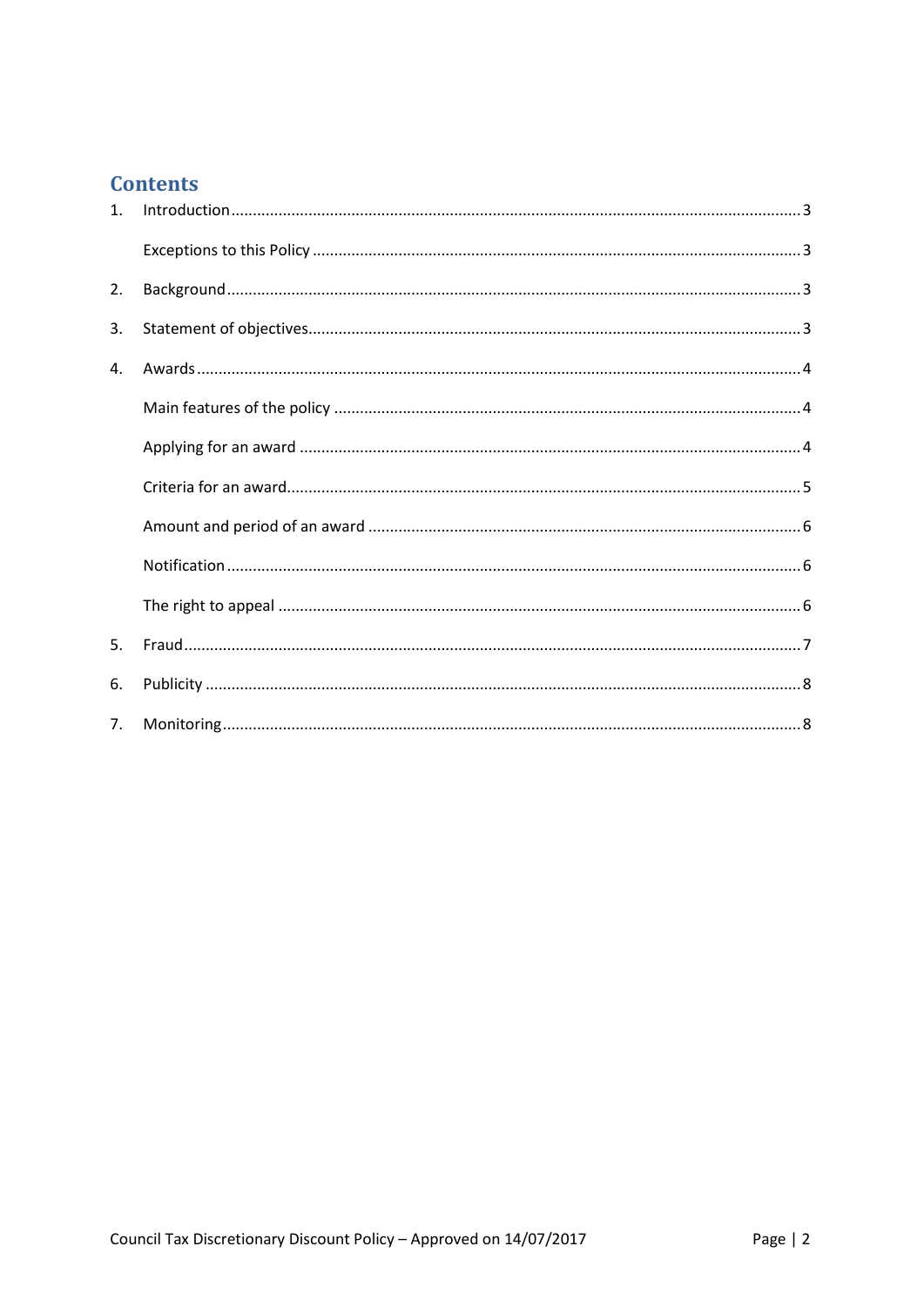# Contents

1. Introduction ... 3
   - Exceptions to this Policy ... 3
2. Background ... 3
3. Statement of objectives ... 3
4. Awards ... 4
   - Main features of the policy ... 4
   - Applying for an award ... 4
   - Criteria for an award ... 5
   - Amount and period of an award ... 6
   - Notification ... 6
   - The right to appeal ... 6
5. Fraud ... 7
6. Publicity ... 8
7. Monitoring ... 8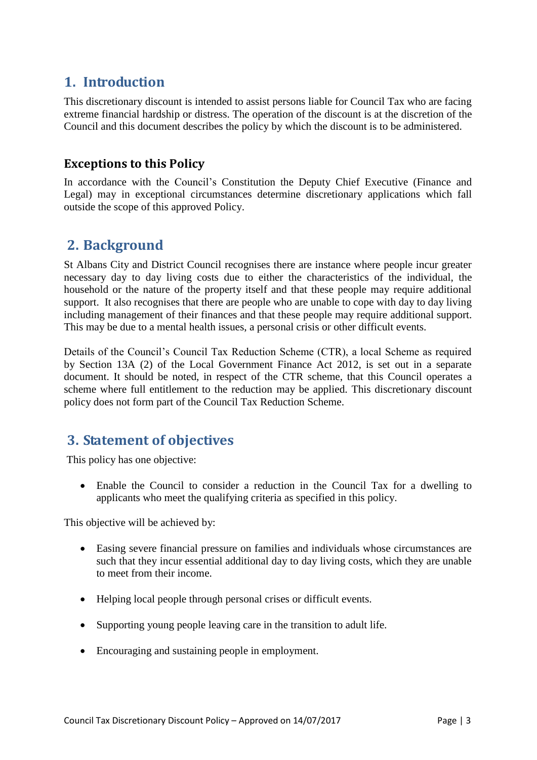## 1. Introduction

This discretionary discount is intended to assist persons liable for Council Tax who are facing extreme financial hardship or distress. The operation of the discount is at the discretion of the Council and this document describes the policy by which the discount is to be administered.

### Exceptions to this Policy

In accordance with the Council's Constitution the Deputy Chief Executive (Finance and Legal) may in exceptional circumstances determine discretionary applications which fall outside the scope of this approved Policy.

## 2. Background

St Albans City and District Council recognises there are instance where people incur greater necessary day to day living costs due to either the characteristics of the individual, the household or the nature of the property itself and that these people may require additional support. It also recognises that there are people who are unable to cope with day to day living including management of their finances and that these people may require additional support. This may be due to a mental health issues, a personal crisis or other difficult events.

Details of the Council's Council Tax Reduction Scheme (CTR), a local Scheme as required by Section 13A (2) of the Local Government Finance Act 2012, is set out in a separate document. It should be noted, in respect of the CTR scheme, that this Council operates a scheme where full entitlement to the reduction may be applied. This discretionary discount policy does not form part of the Council Tax Reduction Scheme.

## 3. Statement of objectives

This policy has one objective:

- Enable the Council to consider a reduction in the Council Tax for a dwelling to applicants who meet the qualifying criteria as specified in this policy.

This objective will be achieved by:

- Easing severe financial pressure on families and individuals whose circumstances are such that they incur essential additional day to day living costs, which they are unable to meet from their income.
- Helping local people through personal crises or difficult events.
- Supporting young people leaving care in the transition to adult life.
- Encouraging and sustaining people in employment.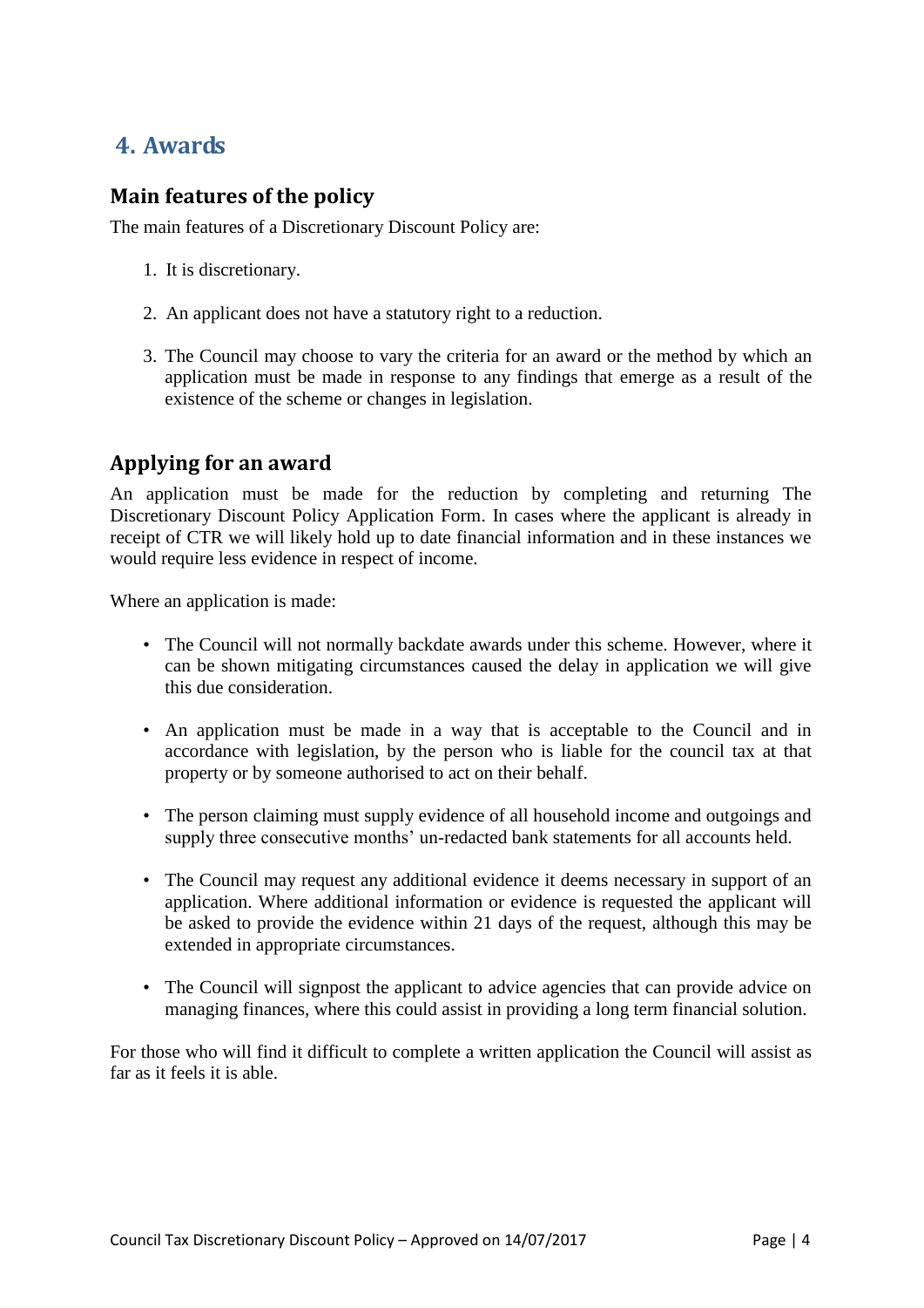# 4. Awards

## Main features of the policy

The main features of a Discretionary Discount Policy are:

1. It is discretionary.

2. An applicant does not have a statutory right to a reduction.

3. The Council may choose to vary the criteria for an award or the method by which an application must be made in response to any findings that emerge as a result of the existence of the scheme or changes in legislation.

## Applying for an award

An application must be made for the reduction by completing and returning The Discretionary Discount Policy Application Form. In cases where the applicant is already in receipt of CTR we will likely hold up to date financial information and in these instances we would require less evidence in respect of income.

Where an application is made:

- The Council will not normally backdate awards under this scheme. However, where it can be shown mitigating circumstances caused the delay in application we will give this due consideration.

- An application must be made in a way that is acceptable to the Council and in accordance with legislation, by the person who is liable for the council tax at that property or by someone authorised to act on their behalf.

- The person claiming must supply evidence of all household income and outgoings and supply three consecutive months' un-redacted bank statements for all accounts held.

- The Council may request any additional evidence it deems necessary in support of an application. Where additional information or evidence is requested the applicant will be asked to provide the evidence within 21 days of the request, although this may be extended in appropriate circumstances.

- The Council will signpost the applicant to advice agencies that can provide advice on managing finances, where this could assist in providing a long term financial solution.

For those who will find it difficult to complete a written application the Council will assist as far as it feels it is able.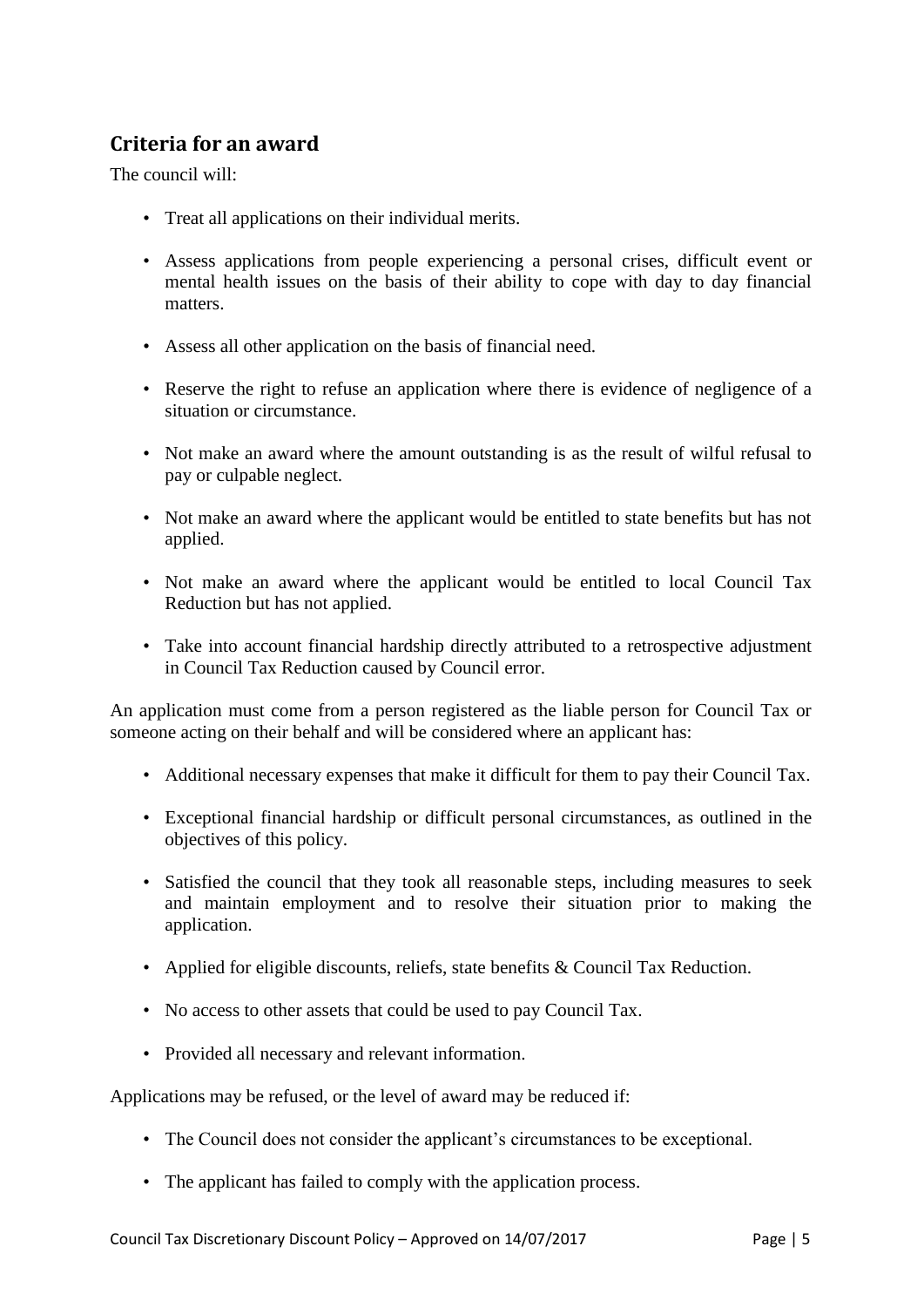## Criteria for an award

The council will:

- Treat all applications on their individual merits.
- Assess applications from people experiencing a personal crises, difficult event or mental health issues on the basis of their ability to cope with day to day financial matters.
- Assess all other application on the basis of financial need.
- Reserve the right to refuse an application where there is evidence of negligence of a situation or circumstance.
- Not make an award where the amount outstanding is as the result of wilful refusal to pay or culpable neglect.
- Not make an award where the applicant would be entitled to state benefits but has not applied.
- Not make an award where the applicant would be entitled to local Council Tax Reduction but has not applied.
- Take into account financial hardship directly attributed to a retrospective adjustment in Council Tax Reduction caused by Council error.

An application must come from a person registered as the liable person for Council Tax or someone acting on their behalf and will be considered where an applicant has:

- Additional necessary expenses that make it difficult for them to pay their Council Tax.
- Exceptional financial hardship or difficult personal circumstances, as outlined in the objectives of this policy.
- Satisfied the council that they took all reasonable steps, including measures to seek and maintain employment and to resolve their situation prior to making the application.
- Applied for eligible discounts, reliefs, state benefits & Council Tax Reduction.
- No access to other assets that could be used to pay Council Tax.
- Provided all necessary and relevant information.

Applications may be refused, or the level of award may be reduced if:

- The Council does not consider the applicant's circumstances to be exceptional.
- The applicant has failed to comply with the application process.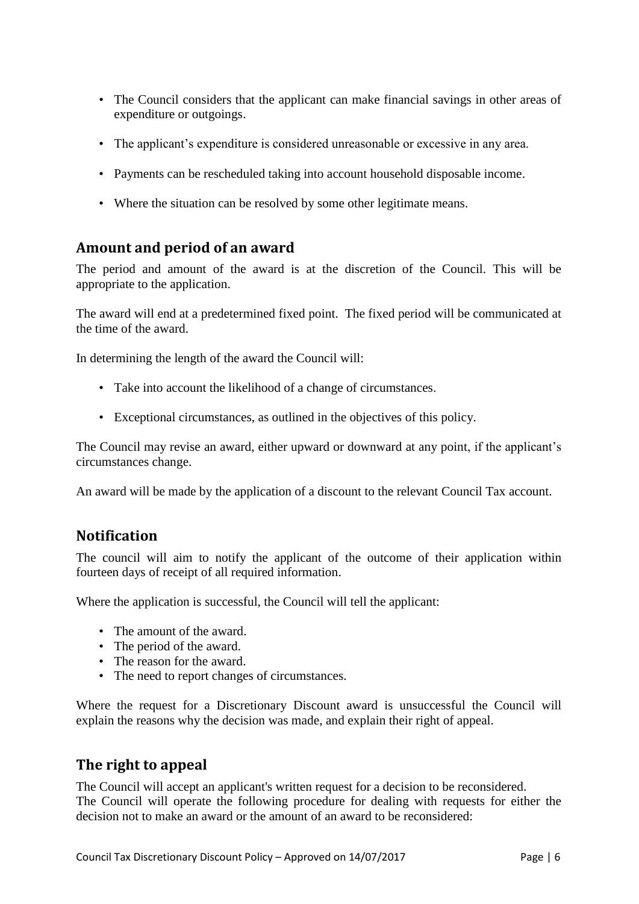- The Council considers that the applicant can make financial savings in other areas of expenditure or outgoings.

- The applicant's expenditure is considered unreasonable or excessive in any area.

- Payments can be rescheduled taking into account household disposable income.

- Where the situation can be resolved by some other legitimate means.

## Amount and period of an award

The period and amount of the award is at the discretion of the Council. This will be appropriate to the application.

The award will end at a predetermined fixed point. The fixed period will be communicated at the time of the award.

In determining the length of the award the Council will:

- Take into account the likelihood of a change of circumstances.

- Exceptional circumstances, as outlined in the objectives of this policy.

The Council may revise an award, either upward or downward at any point, if the applicant's circumstances change.

An award will be made by the application of a discount to the relevant Council Tax account.

## Notification

The council will aim to notify the applicant of the outcome of their application within fourteen days of receipt of all required information.

Where the application is successful, the Council will tell the applicant:

- The amount of the award.
- The period of the award.
- The reason for the award.
- The need to report changes of circumstances.

Where the request for a Discretionary Discount award is unsuccessful the Council will explain the reasons why the decision was made, and explain their right of appeal.

## The right to appeal

The Council will accept an applicant's written request for a decision to be reconsidered.
The Council will operate the following procedure for dealing with requests for either the decision not to make an award or the amount of an award to be reconsidered: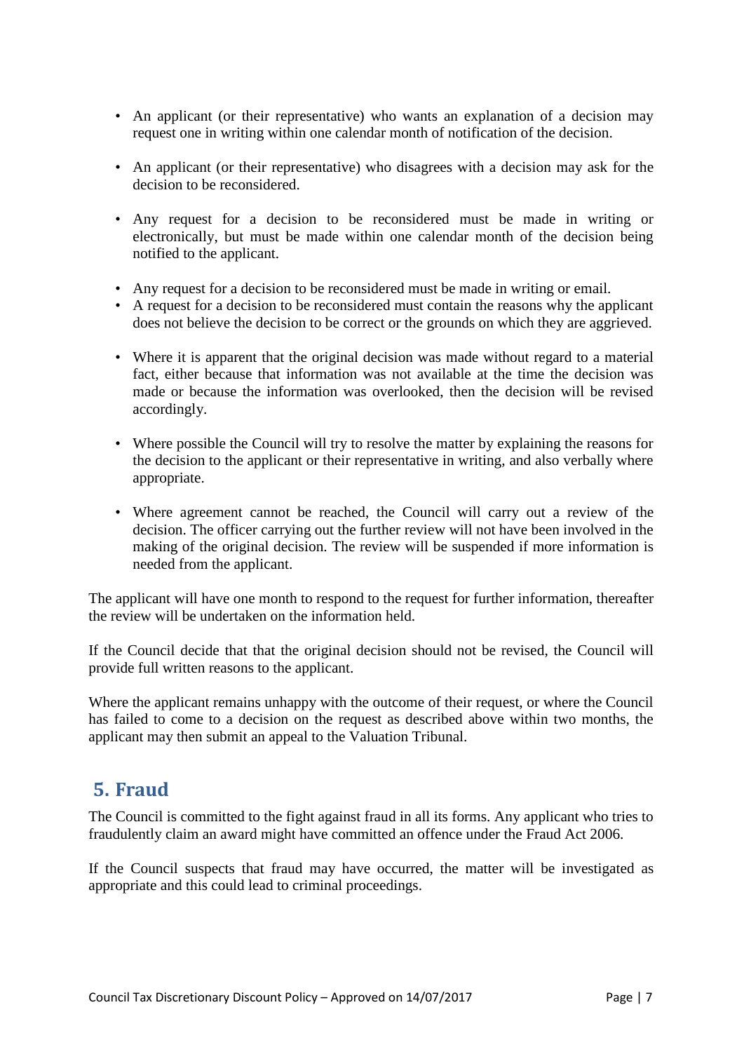- An applicant (or their representative) who wants an explanation of a decision may request one in writing within one calendar month of notification of the decision.

- An applicant (or their representative) who disagrees with a decision may ask for the decision to be reconsidered.

- Any request for a decision to be reconsidered must be made in writing or electronically, but must be made within one calendar month of the decision being notified to the applicant.

- Any request for a decision to be reconsidered must be made in writing or email.
- A request for a decision to be reconsidered must contain the reasons why the applicant does not believe the decision to be correct or the grounds on which they are aggrieved.

- Where it is apparent that the original decision was made without regard to a material fact, either because that information was not available at the time the decision was made or because the information was overlooked, then the decision will be revised accordingly.

- Where possible the Council will try to resolve the matter by explaining the reasons for the decision to the applicant or their representative in writing, and also verbally where appropriate.

- Where agreement cannot be reached, the Council will carry out a review of the decision. The officer carrying out the further review will not have been involved in the making of the original decision. The review will be suspended if more information is needed from the applicant.

The applicant will have one month to respond to the request for further information, thereafter the review will be undertaken on the information held.

If the Council decide that that the original decision should not be revised, the Council will provide full written reasons to the applicant.

Where the applicant remains unhappy with the outcome of their request, or where the Council has failed to come to a decision on the request as described above within two months, the applicant may then submit an appeal to the Valuation Tribunal.

## 5. Fraud

The Council is committed to the fight against fraud in all its forms. Any applicant who tries to fraudulently claim an award might have committed an offence under the Fraud Act 2006.

If the Council suspects that fraud may have occurred, the matter will be investigated as appropriate and this could lead to criminal proceedings.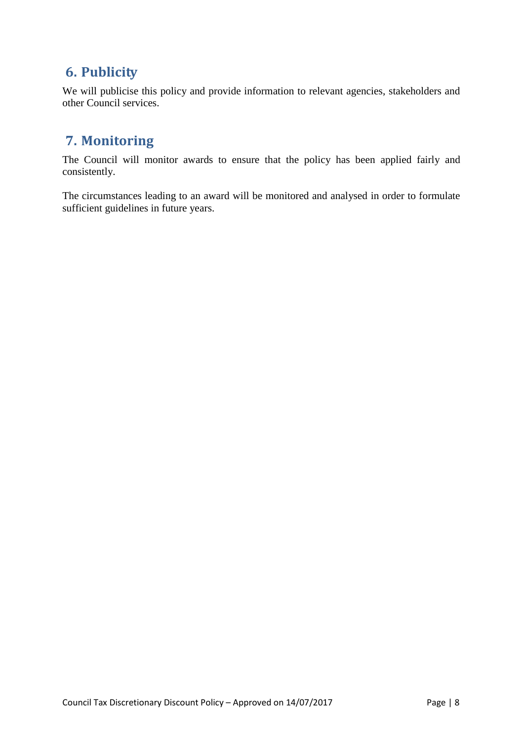## 6. Publicity

We will publicise this policy and provide information to relevant agencies, stakeholders and other Council services.

## 7. Monitoring

The Council will monitor awards to ensure that the policy has been applied fairly and consistently.

The circumstances leading to an award will be monitored and analysed in order to formulate sufficient guidelines in future years.